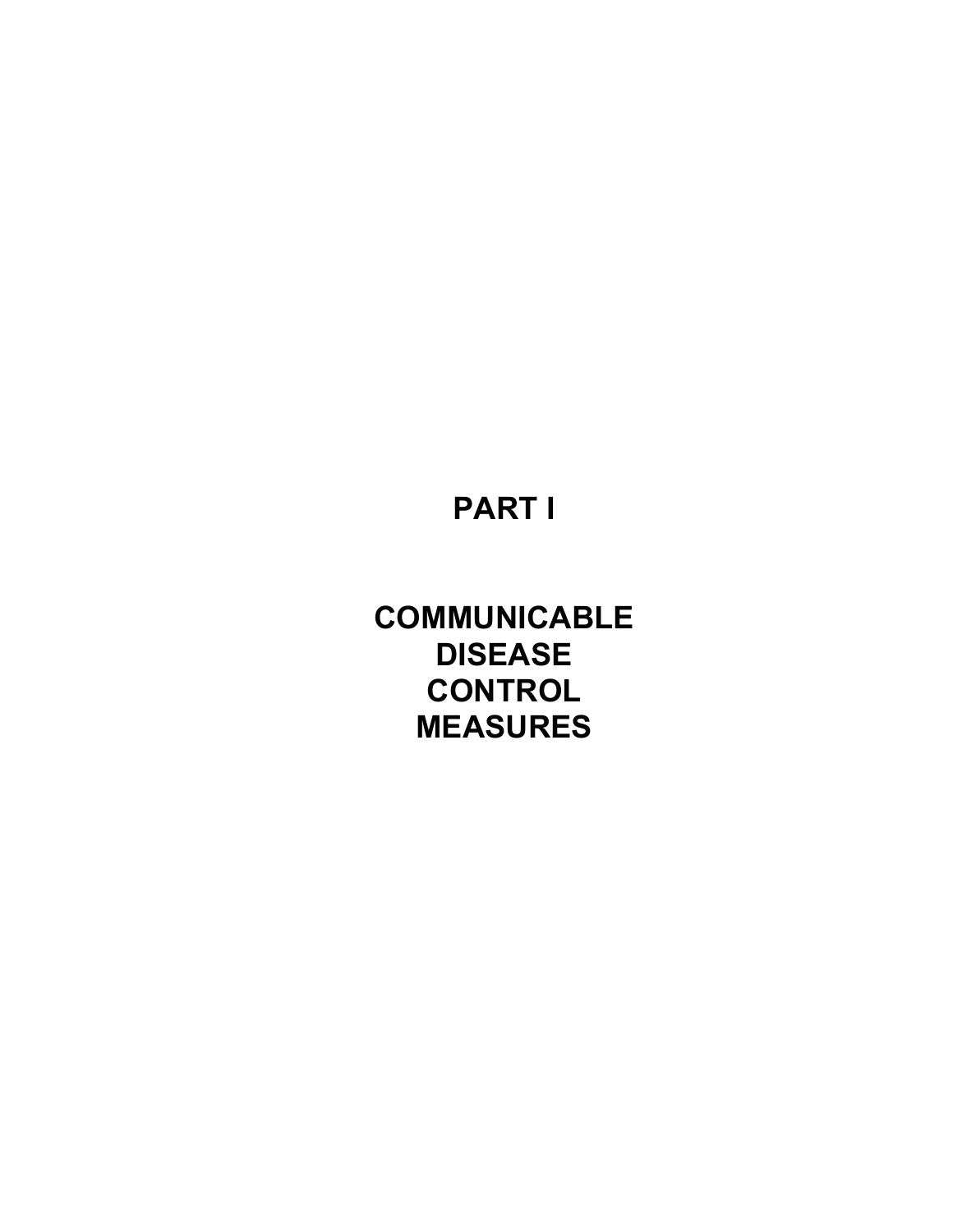# PART I

# COMMUNICABLE DISEASE CONTROL MEASURES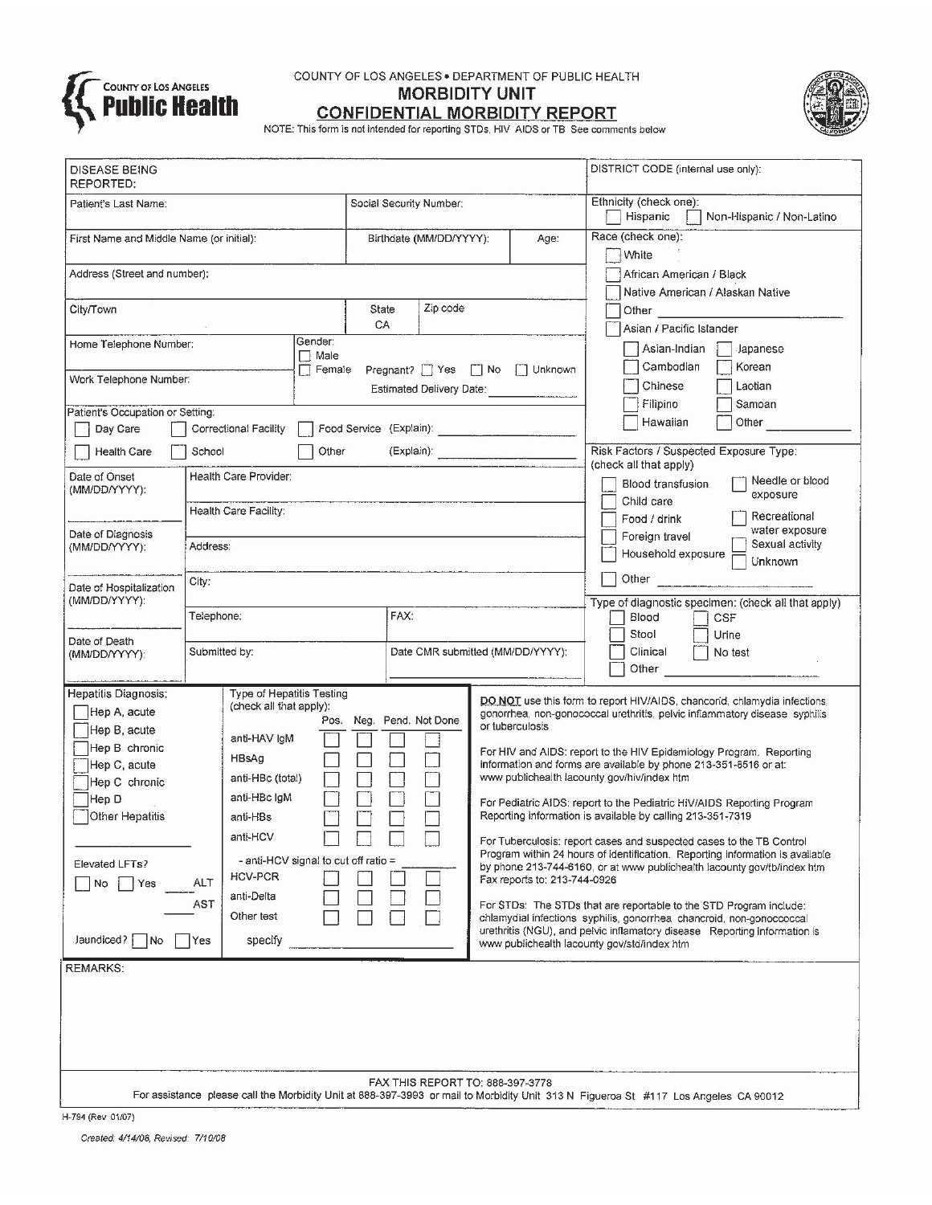COUNTY OF LOS ANGELES • DEPARTMENT OF PUBLIC HEALTH

# MORBIDITY UNIT

## CONFIDENTIAL MORBIDITY REPORT

NOTE: This form is not intended for reporting STDs, HIV AIDS or TB See comments below

| | | | |
|---|---|---|---|
| DISEASE BEING REPORTED: | | | DISTRICT CODE (internal use only): |
| Patient's Last Name: | Social Security Number: | | Ethnicity (check one): ☐ Hispanic ☐ Non-Hispanic / Non-Latino |
| First Name and Middle Name (or initial): | Birthdate (MM/DD/YYYY): | Age: | Race (check one): ☐ White ☐ African American / Black ☐ Native American / Alaskan Native ☐ Other ____ ☐ Asian / Pacific Islander ☐ Asian-Indian ☐ Japanese ☐ Cambodian ☐ Korean ☐ Chinese ☐ Laotian ☐ Filipino ☐ Samoan ☐ Hawaiian ☐ Other ____ |
| Address (Street and number): | | | |
| City/Town | State CA | Zip code | |
| Home Telephone Number: | Gender: ☐ Male ☐ Female | Pregnant? ☐ Yes ☐ No ☐ Unknown | |
| Work Telephone Number: | | Estimated Delivery Date: ____ | |
| Patient's Occupation or Setting: ☐ Day Care ☐ Correctional Facility ☐ Food Service (Explain): ____ ☐ Health Care ☐ School ☐ Other (Explain): ____ | | | |

| | | | |
|---|---|---|---|
| Date of Onset (MM/DD/YYYY): | Health Care Provider: | | Risk Factors / Suspected Exposure Type: (check all that apply) ☐ Blood transfusion ☐ Needle or blood exposure ☐ Child care ☐ Food / drink ☐ Recreational water exposure ☐ Foreign travel ☐ Sexual activity ☐ Household exposure ☐ Unknown ☐ Other ____ |
| | Health Care Facility: | | |
| Date of Diagnosis (MM/DD/YYYY): | Address: | | |
| Date of Hospitalization (MM/DD/YYYY): | City: | | |
| | Telephone: | FAX: | Type of diagnostic specimen: (check all that apply) ☐ Blood ☐ CSF ☐ Stool ☐ Urine ☐ Clinical ☐ No test ☐ Other ____ |
| Date of Death (MM/DD/YYYY): | Submitted by: | Date CMR submitted (MM/DD/YYYY): | |

**Hepatitis Diagnosis:**

- ☐ Hep A, acute
- ☐ Hep B, acute
- ☐ Hep B chronic
- ☐ Hep C, acute
- ☐ Hep C chronic
- ☐ Hep D
- ☐ Other Hepatitis ____

Elevated LFTs? ☐ No ☐ Yes ALT ____ AST ____

Jaundiced? ☐ No ☐ Yes

**Type of Hepatitis Testing** (check all that apply):

| | Pos. | Neg. | Pend. | Not Done |
|---|---|---|---|---|
| anti-HAV IgM | ☐ | ☐ | ☐ | ☐ |
| HBsAg | ☐ | ☐ | ☐ | ☐ |
| anti-HBc (total) | ☐ | ☐ | ☐ | ☐ |
| anti-HBc IgM | ☐ | ☐ | ☐ | ☐ |
| anti-HBs | ☐ | ☐ | ☐ | ☐ |
| anti-HCV | ☐ | ☐ | ☐ | ☐ |
| - anti-HCV signal to cut off ratio = ____ | | | | |
| HCV-PCR | ☐ | ☐ | ☐ | ☐ |
| anti-Delta | ☐ | ☐ | ☐ | ☐ |
| Other test | ☐ | ☐ | ☐ | ☐ |
| specify ____ | | | | |

**DO NOT** use this form to report HIV/AIDS, chancroid, chlamydia infections, gonorrhea, non-gonococcal urethritis, pelvic inflammatory disease syphilis or tuberculosis

For HIV and AIDS: report to the HIV Epidemiology Program. Reporting information and forms are available by phone 213-351-8516 or at: www publichealth lacounty gov/hiv/index htm

For Pediatric AIDS: report to the Pediatric HIV/AIDS Reporting Program Reporting information is available by calling 213-351-7319

For Tuberculosis: report cases and suspected cases to the TB Control Program within 24 hours of identification. Reporting information is available by phone 213-744-6160, or at www publichealth lacounty gov/tb/index htm Fax reports to: 213-744-0926

For STDs: The STDs that are reportable to the STD Program include: chlamydial infections syphilis, gonorrhea chancroid, non-gonococcal urethritis (NGU), and pelvic inflamatory disease Reporting information is www publichealth lacounty gov/std/index htm

REMARKS:

FAX THIS REPORT TO: 888-397-3778

For assistance please call the Morbidity Unit at 888-397-3993 or mail to Morbidity Unit 313 N Figueroa St #117 Los Angeles CA 90012

H-794 (Rev 01/07)

*Created: 4/14/06, Revised: 7/10/08*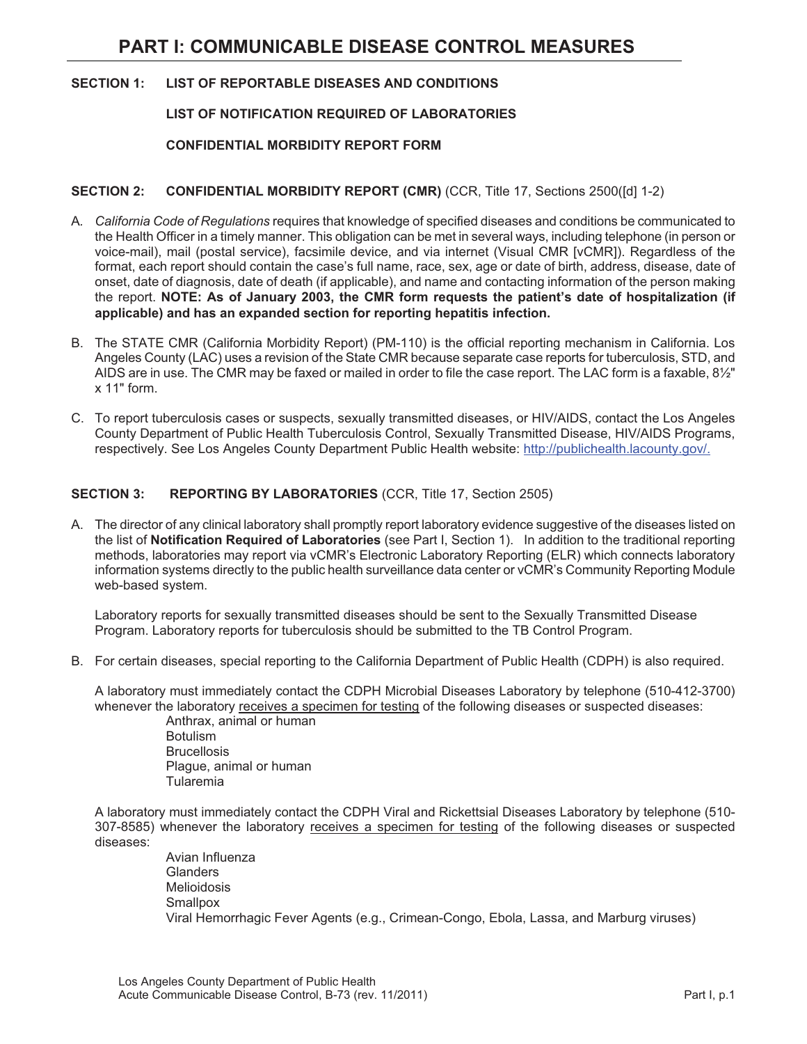# PART I: COMMUNICABLE DISEASE CONTROL MEASURES

**SECTION 1: LIST OF REPORTABLE DISEASES AND CONDITIONS**

**LIST OF NOTIFICATION REQUIRED OF LABORATORIES**

**CONFIDENTIAL MORBIDITY REPORT FORM**

**SECTION 2: CONFIDENTIAL MORBIDITY REPORT (CMR)** (CCR, Title 17, Sections 2500([d] 1-2)

A. *California Code of Regulations* requires that knowledge of specified diseases and conditions be communicated to the Health Officer in a timely manner. This obligation can be met in several ways, including telephone (in person or voice-mail), mail (postal service), facsimile device, and via internet (Visual CMR [vCMR]). Regardless of the format, each report should contain the case's full name, race, sex, age or date of birth, address, disease, date of onset, date of diagnosis, date of death (if applicable), and name and contacting information of the person making the report. **NOTE: As of January 2003, the CMR form requests the patient's date of hospitalization (if applicable) and has an expanded section for reporting hepatitis infection.**

B. The STATE CMR (California Morbidity Report) (PM-110) is the official reporting mechanism in California. Los Angeles County (LAC) uses a revision of the State CMR because separate case reports for tuberculosis, STD, and AIDS are in use. The CMR may be faxed or mailed in order to file the case report. The LAC form is a faxable, 8½" x 11" form.

C. To report tuberculosis cases or suspects, sexually transmitted diseases, or HIV/AIDS, contact the Los Angeles County Department of Public Health Tuberculosis Control, Sexually Transmitted Disease, HIV/AIDS Programs, respectively. See Los Angeles County Department Public Health website: http://publichealth.lacounty.gov/.

**SECTION 3: REPORTING BY LABORATORIES** (CCR, Title 17, Section 2505)

A. The director of any clinical laboratory shall promptly report laboratory evidence suggestive of the diseases listed on the list of **Notification Required of Laboratories** (see Part I, Section 1). In addition to the traditional reporting methods, laboratories may report via vCMR's Electronic Laboratory Reporting (ELR) which connects laboratory information systems directly to the public health surveillance data center or vCMR's Community Reporting Module web-based system.

   Laboratory reports for sexually transmitted diseases should be sent to the Sexually Transmitted Disease Program. Laboratory reports for tuberculosis should be submitted to the TB Control Program.

B. For certain diseases, special reporting to the California Department of Public Health (CDPH) is also required.

   A laboratory must immediately contact the CDPH Microbial Diseases Laboratory by telephone (510-412-3700) whenever the laboratory receives a specimen for testing of the following diseases or suspected diseases:

   - Anthrax, animal or human
   - Botulism
   - Brucellosis
   - Plague, animal or human
   - Tularemia

   A laboratory must immediately contact the CDPH Viral and Rickettsial Diseases Laboratory by telephone (510-307-8585) whenever the laboratory receives a specimen for testing of the following diseases or suspected diseases:

   - Avian Influenza
   - Glanders
   - Melioidosis
   - Smallpox
   - Viral Hemorrhagic Fever Agents (e.g., Crimean-Congo, Ebola, Lassa, and Marburg viruses)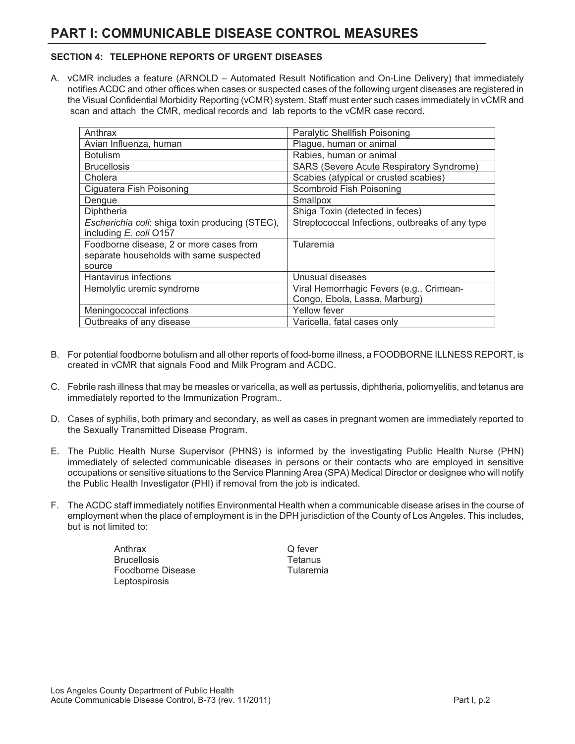# PART I: COMMUNICABLE DISEASE CONTROL MEASURES

### SECTION 4: TELEPHONE REPORTS OF URGENT DISEASES

A. vCMR includes a feature (ARNOLD – Automated Result Notification and On-Line Delivery) that immediately notifies ACDC and other offices when cases or suspected cases of the following urgent diseases are registered in the Visual Confidential Morbidity Reporting (vCMR) system. Staff must enter such cases immediately in vCMR and scan and attach the CMR, medical records and lab reports to the vCMR case record.

| | |
|---|---|
| Anthrax | Paralytic Shellfish Poisoning |
| Avian Influenza, human | Plague, human or animal |
| Botulism | Rabies, human or animal |
| Brucellosis | SARS (Severe Acute Respiratory Syndrome) |
| Cholera | Scabies (atypical or crusted scabies) |
| Ciguatera Fish Poisoning | Scombroid Fish Poisoning |
| Dengue | Smallpox |
| Diphtheria | Shiga Toxin (detected in feces) |
| *Escherichia coli*: shiga toxin producing (STEC), including *E. coli* O157 | Streptococcal Infections, outbreaks of any type |
| Foodborne disease, 2 or more cases from separate households with same suspected source | Tularemia |
| Hantavirus infections | Unusual diseases |
| Hemolytic uremic syndrome | Viral Hemorrhagic Fevers (e.g., Crimean-Congo, Ebola, Lassa, Marburg) |
| Meningococcal infections | Yellow fever |
| Outbreaks of any disease | Varicella, fatal cases only |

B. For potential foodborne botulism and all other reports of food-borne illness, a FOODBORNE ILLNESS REPORT, is created in vCMR that signals Food and Milk Program and ACDC.

C. Febrile rash illness that may be measles or varicella, as well as pertussis, diphtheria, poliomyelitis, and tetanus are immediately reported to the Immunization Program..

D. Cases of syphilis, both primary and secondary, as well as cases in pregnant women are immediately reported to the Sexually Transmitted Disease Program.

E. The Public Health Nurse Supervisor (PHNS) is informed by the investigating Public Health Nurse (PHN) immediately of selected communicable diseases in persons or their contacts who are employed in sensitive occupations or sensitive situations to the Service Planning Area (SPA) Medical Director or designee who will notify the Public Health Investigator (PHI) if removal from the job is indicated.

F. The ACDC staff immediately notifies Environmental Health when a communicable disease arises in the course of employment when the place of employment is in the DPH jurisdiction of the County of Los Angeles. This includes, but is not limited to:

   - Anthrax
   - Brucellosis
   - Foodborne Disease
   - Leptospirosis
   - Q fever
   - Tetanus
   - Tularemia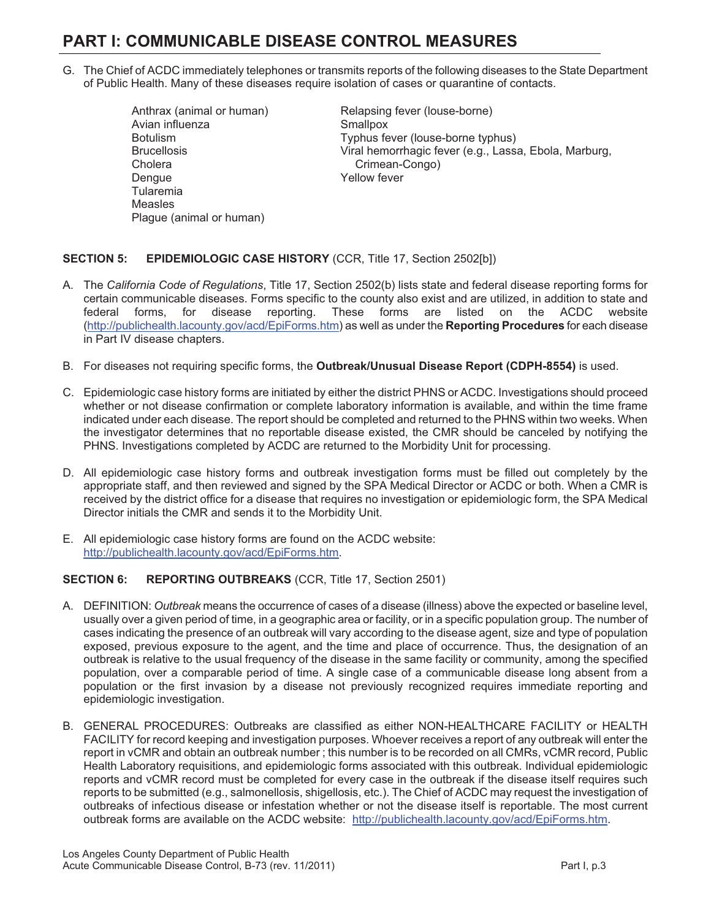# PART I: COMMUNICABLE DISEASE CONTROL MEASURES

G. The Chief of ACDC immediately telephones or transmits reports of the following diseases to the State Department of Public Health. Many of these diseases require isolation of cases or quarantine of contacts.

- Anthrax (animal or human)
- Avian influenza
- Botulism
- Brucellosis
- Cholera
- Dengue
- Tularemia
- Measles
- Plague (animal or human)
- Relapsing fever (louse-borne)
- Smallpox
- Typhus fever (louse-borne typhus)
- Viral hemorrhagic fever (e.g., Lassa, Ebola, Marburg, Crimean-Congo)
- Yellow fever

**SECTION 5: EPIDEMIOLOGIC CASE HISTORY** (CCR, Title 17, Section 2502[b])

A. The *California Code of Regulations*, Title 17, Section 2502(b) lists state and federal disease reporting forms for certain communicable diseases. Forms specific to the county also exist and are utilized, in addition to state and federal forms, for disease reporting. These forms are listed on the ACDC website (http://publichealth.lacounty.gov/acd/EpiForms.htm) as well as under the **Reporting Procedures** for each disease in Part IV disease chapters.

B. For diseases not requiring specific forms, the **Outbreak/Unusual Disease Report (CDPH-8554)** is used.

C. Epidemiologic case history forms are initiated by either the district PHNS or ACDC. Investigations should proceed whether or not disease confirmation or complete laboratory information is available, and within the time frame indicated under each disease. The report should be completed and returned to the PHNS within two weeks. When the investigator determines that no reportable disease existed, the CMR should be canceled by notifying the PHNS. Investigations completed by ACDC are returned to the Morbidity Unit for processing.

D. All epidemiologic case history forms and outbreak investigation forms must be filled out completely by the appropriate staff, and then reviewed and signed by the SPA Medical Director or ACDC or both. When a CMR is received by the district office for a disease that requires no investigation or epidemiologic form, the SPA Medical Director initials the CMR and sends it to the Morbidity Unit.

E. All epidemiologic case history forms are found on the ACDC website: http://publichealth.lacounty.gov/acd/EpiForms.htm.

**SECTION 6: REPORTING OUTBREAKS** (CCR, Title 17, Section 2501)

A. DEFINITION: *Outbreak* means the occurrence of cases of a disease (illness) above the expected or baseline level, usually over a given period of time, in a geographic area or facility, or in a specific population group. The number of cases indicating the presence of an outbreak will vary according to the disease agent, size and type of population exposed, previous exposure to the agent, and the time and place of occurrence. Thus, the designation of an outbreak is relative to the usual frequency of the disease in the same facility or community, among the specified population, over a comparable period of time. A single case of a communicable disease long absent from a population or the first invasion by a disease not previously recognized requires immediate reporting and epidemiologic investigation.

B. GENERAL PROCEDURES: Outbreaks are classified as either NON-HEALTHCARE FACILITY or HEALTH FACILITY for record keeping and investigation purposes. Whoever receives a report of any outbreak will enter the report in vCMR and obtain an outbreak number ; this number is to be recorded on all CMRs, vCMR record, Public Health Laboratory requisitions, and epidemiologic forms associated with this outbreak. Individual epidemiologic reports and vCMR record must be completed for every case in the outbreak if the disease itself requires such reports to be submitted (e.g., salmonellosis, shigellosis, etc.). The Chief of ACDC may request the investigation of outbreaks of infectious disease or infestation whether or not the disease itself is reportable. The most current outbreak forms are available on the ACDC website: http://publichealth.lacounty.gov/acd/EpiForms.htm.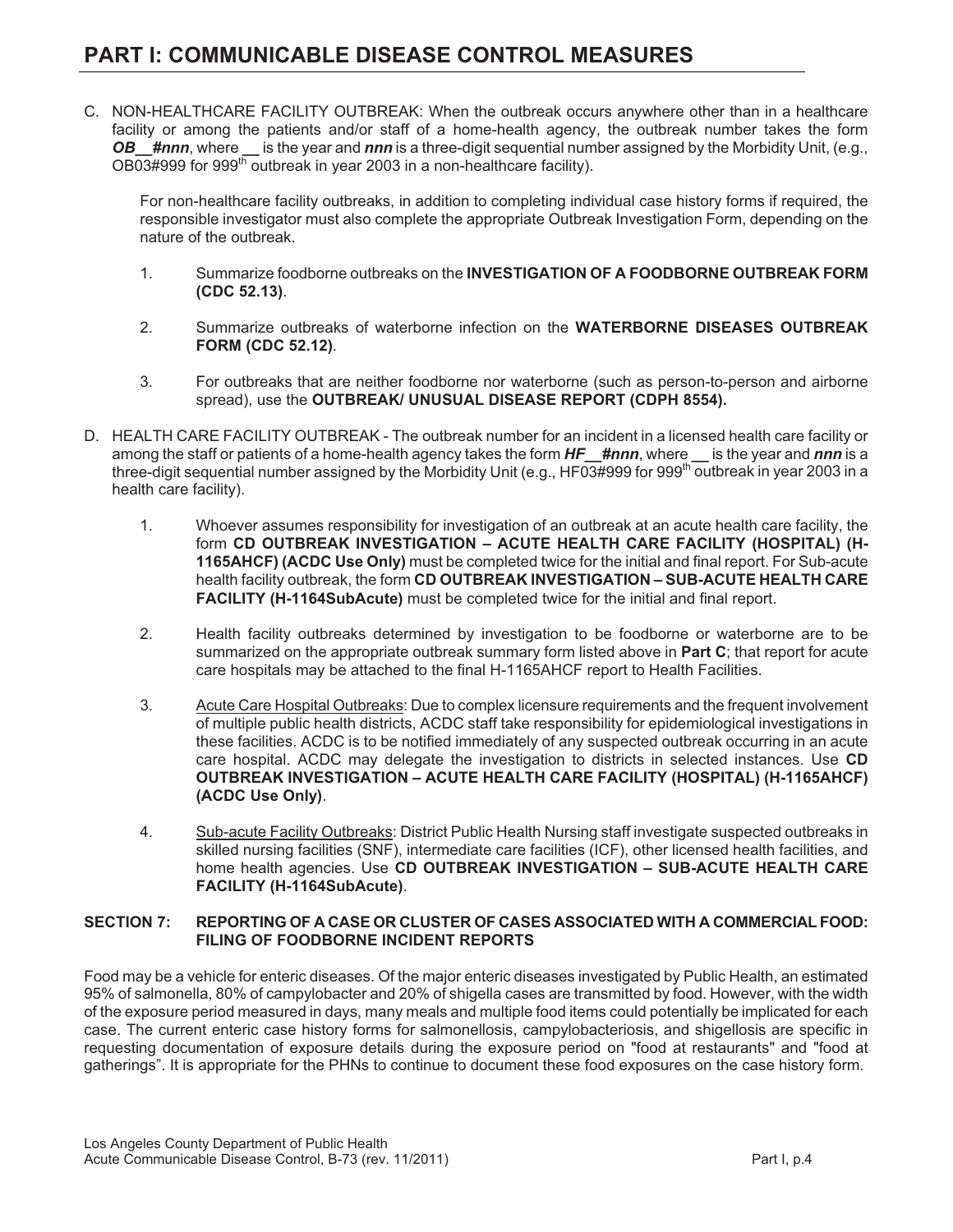# PART I: COMMUNICABLE DISEASE CONTROL MEASURES

C. NON-HEALTHCARE FACILITY OUTBREAK: When the outbreak occurs anywhere other than in a healthcare facility or among the patients and/or staff of a home-health agency, the outbreak number takes the form ***OB__#nnn***, where __ is the year and ***nnn*** is a three-digit sequential number assigned by the Morbidity Unit, (e.g., OB03#999 for 999th outbreak in year 2003 in a non-healthcare facility).

   For non-healthcare facility outbreaks, in addition to completing individual case history forms if required, the responsible investigator must also complete the appropriate Outbreak Investigation Form, depending on the nature of the outbreak.

   1. Summarize foodborne outbreaks on the **INVESTIGATION OF A FOODBORNE OUTBREAK FORM (CDC 52.13)**.

   2. Summarize outbreaks of waterborne infection on the **WATERBORNE DISEASES OUTBREAK FORM (CDC 52.12)**.

   3. For outbreaks that are neither foodborne nor waterborne (such as person-to-person and airborne spread), use the **OUTBREAK/ UNUSUAL DISEASE REPORT (CDPH 8554).**

D. HEALTH CARE FACILITY OUTBREAK - The outbreak number for an incident in a licensed health care facility or among the staff or patients of a home-health agency takes the form ***HF__#nnn***, where __ is the year and ***nnn*** is a three-digit sequential number assigned by the Morbidity Unit (e.g., HF03#999 for 999th outbreak in year 2003 in a health care facility).

   1. Whoever assumes responsibility for investigation of an outbreak at an acute health care facility, the form **CD OUTBREAK INVESTIGATION – ACUTE HEALTH CARE FACILITY (HOSPITAL) (H-1165AHCF) (ACDC Use Only)** must be completed twice for the initial and final report. For Sub-acute health facility outbreak, the form **CD OUTBREAK INVESTIGATION – SUB-ACUTE HEALTH CARE FACILITY (H-1164SubAcute)** must be completed twice for the initial and final report.

   2. Health facility outbreaks determined by investigation to be foodborne or waterborne are to be summarized on the appropriate outbreak summary form listed above in **Part C**; that report for acute care hospitals may be attached to the final H-1165AHCF report to Health Facilities.

   3. Acute Care Hospital Outbreaks: Due to complex licensure requirements and the frequent involvement of multiple public health districts, ACDC staff take responsibility for epidemiological investigations in these facilities. ACDC is to be notified immediately of any suspected outbreak occurring in an acute care hospital. ACDC may delegate the investigation to districts in selected instances. Use **CD OUTBREAK INVESTIGATION – ACUTE HEALTH CARE FACILITY (HOSPITAL) (H-1165AHCF) (ACDC Use Only)**.

   4. Sub-acute Facility Outbreaks: District Public Health Nursing staff investigate suspected outbreaks in skilled nursing facilities (SNF), intermediate care facilities (ICF), other licensed health facilities, and home health agencies. Use **CD OUTBREAK INVESTIGATION – SUB-ACUTE HEALTH CARE FACILITY (H-1164SubAcute)**.

## SECTION 7: REPORTING OF A CASE OR CLUSTER OF CASES ASSOCIATED WITH A COMMERCIAL FOOD: FILING OF FOODBORNE INCIDENT REPORTS

Food may be a vehicle for enteric diseases. Of the major enteric diseases investigated by Public Health, an estimated 95% of salmonella, 80% of campylobacter and 20% of shigella cases are transmitted by food. However, with the width of the exposure period measured in days, many meals and multiple food items could potentially be implicated for each case. The current enteric case history forms for salmonellosis, campylobacteriosis, and shigellosis are specific in requesting documentation of exposure details during the exposure period on "food at restaurants" and "food at gatherings". It is appropriate for the PHNs to continue to document these food exposures on the case history form.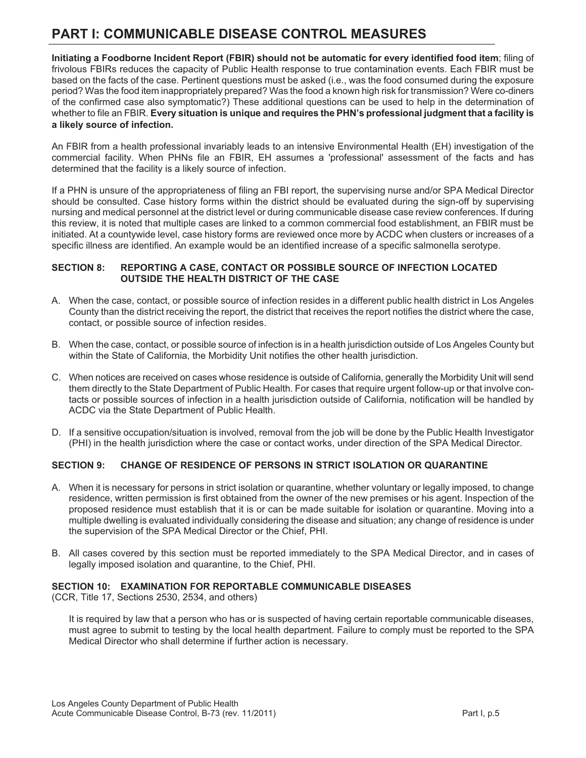# PART I: COMMUNICABLE DISEASE CONTROL MEASURES

**Initiating a Foodborne Incident Report (FBIR) should not be automatic for every identified food item**; filing of frivolous FBIRs reduces the capacity of Public Health response to true contamination events. Each FBIR must be based on the facts of the case. Pertinent questions must be asked (i.e., was the food consumed during the exposure period? Was the food item inappropriately prepared? Was the food a known high risk for transmission? Were co-diners of the confirmed case also symptomatic?) These additional questions can be used to help in the determination of whether to file an FBIR. **Every situation is unique and requires the PHN's professional judgment that a facility is a likely source of infection.**

An FBIR from a health professional invariably leads to an intensive Environmental Health (EH) investigation of the commercial facility. When PHNs file an FBIR, EH assumes a 'professional' assessment of the facts and has determined that the facility is a likely source of infection.

If a PHN is unsure of the appropriateness of filing an FBI report, the supervising nurse and/or SPA Medical Director should be consulted. Case history forms within the district should be evaluated during the sign-off by supervising nursing and medical personnel at the district level or during communicable disease case review conferences. If during this review, it is noted that multiple cases are linked to a common commercial food establishment, an FBIR must be initiated. At a countywide level, case history forms are reviewed once more by ACDC when clusters or increases of a specific illness are identified. An example would be an identified increase of a specific salmonella serotype.

### SECTION 8: REPORTING A CASE, CONTACT OR POSSIBLE SOURCE OF INFECTION LOCATED OUTSIDE THE HEALTH DISTRICT OF THE CASE

A. When the case, contact, or possible source of infection resides in a different public health district in Los Angeles County than the district receiving the report, the district that receives the report notifies the district where the case, contact, or possible source of infection resides.

B. When the case, contact, or possible source of infection is in a health jurisdiction outside of Los Angeles County but within the State of California, the Morbidity Unit notifies the other health jurisdiction.

C. When notices are received on cases whose residence is outside of California, generally the Morbidity Unit will send them directly to the State Department of Public Health. For cases that require urgent follow-up or that involve contacts or possible sources of infection in a health jurisdiction outside of California, notification will be handled by ACDC via the State Department of Public Health.

D. If a sensitive occupation/situation is involved, removal from the job will be done by the Public Health Investigator (PHI) in the health jurisdiction where the case or contact works, under direction of the SPA Medical Director.

### SECTION 9: CHANGE OF RESIDENCE OF PERSONS IN STRICT ISOLATION OR QUARANTINE

A. When it is necessary for persons in strict isolation or quarantine, whether voluntary or legally imposed, to change residence, written permission is first obtained from the owner of the new premises or his agent. Inspection of the proposed residence must establish that it is or can be made suitable for isolation or quarantine. Moving into a multiple dwelling is evaluated individually considering the disease and situation; any change of residence is under the supervision of the SPA Medical Director or the Chief, PHI.

B. All cases covered by this section must be reported immediately to the SPA Medical Director, and in cases of legally imposed isolation and quarantine, to the Chief, PHI.

### SECTION 10: EXAMINATION FOR REPORTABLE COMMUNICABLE DISEASES

(CCR, Title 17, Sections 2530, 2534, and others)

It is required by law that a person who has or is suspected of having certain reportable communicable diseases, must agree to submit to testing by the local health department. Failure to comply must be reported to the SPA Medical Director who shall determine if further action is necessary.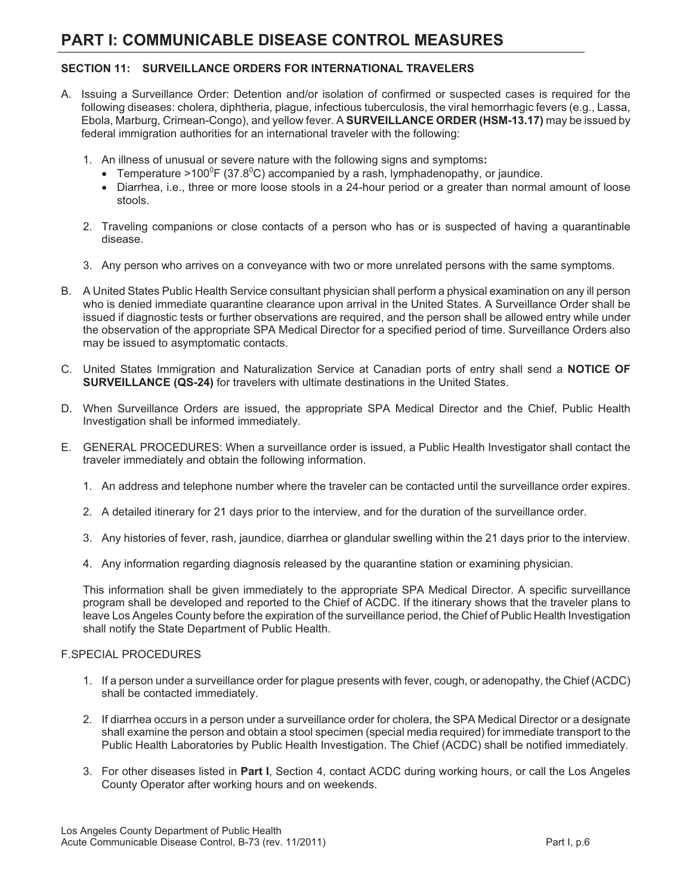# PART I: COMMUNICABLE DISEASE CONTROL MEASURES

## SECTION 11: SURVEILLANCE ORDERS FOR INTERNATIONAL TRAVELERS

A. Issuing a Surveillance Order: Detention and/or isolation of confirmed or suspected cases is required for the following diseases: cholera, diphtheria, plague, infectious tuberculosis, the viral hemorrhagic fevers (e.g., Lassa, Ebola, Marburg, Crimean-Congo), and yellow fever. A **SURVEILLANCE ORDER (HSM-13.17)** may be issued by federal immigration authorities for an international traveler with the following:

   1. An illness of unusual or severe nature with the following signs and symptoms**:**
      - Temperature >100$^0$F (37.8$^0$C) accompanied by a rash, lymphadenopathy, or jaundice.
      - Diarrhea, i.e., three or more loose stools in a 24-hour period or a greater than normal amount of loose stools.

   2. Traveling companions or close contacts of a person who has or is suspected of having a quarantinable disease.

   3. Any person who arrives on a conveyance with two or more unrelated persons with the same symptoms.

B. A United States Public Health Service consultant physician shall perform a physical examination on any ill person who is denied immediate quarantine clearance upon arrival in the United States. A Surveillance Order shall be issued if diagnostic tests or further observations are required, and the person shall be allowed entry while under the observation of the appropriate SPA Medical Director for a specified period of time. Surveillance Orders also may be issued to asymptomatic contacts.

C. United States Immigration and Naturalization Service at Canadian ports of entry shall send a **NOTICE OF SURVEILLANCE (QS-24)** for travelers with ultimate destinations in the United States.

D. When Surveillance Orders are issued, the appropriate SPA Medical Director and the Chief, Public Health Investigation shall be informed immediately.

E. GENERAL PROCEDURES: When a surveillance order is issued, a Public Health Investigator shall contact the traveler immediately and obtain the following information.

   1. An address and telephone number where the traveler can be contacted until the surveillance order expires.

   2. A detailed itinerary for 21 days prior to the interview, and for the duration of the surveillance order.

   3. Any histories of fever, rash, jaundice, diarrhea or glandular swelling within the 21 days prior to the interview.

   4. Any information regarding diagnosis released by the quarantine station or examining physician.

   This information shall be given immediately to the appropriate SPA Medical Director. A specific surveillance program shall be developed and reported to the Chief of ACDC. If the itinerary shows that the traveler plans to leave Los Angeles County before the expiration of the surveillance period, the Chief of Public Health Investigation shall notify the State Department of Public Health.

F. SPECIAL PROCEDURES

   1. If a person under a surveillance order for plague presents with fever, cough, or adenopathy, the Chief (ACDC) shall be contacted immediately.

   2. If diarrhea occurs in a person under a surveillance order for cholera, the SPA Medical Director or a designate shall examine the person and obtain a stool specimen (special media required) for immediate transport to the Public Health Laboratories by Public Health Investigation. The Chief (ACDC) shall be notified immediately.

   3. For other diseases listed in **Part I**, Section 4, contact ACDC during working hours, or call the Los Angeles County Operator after working hours and on weekends.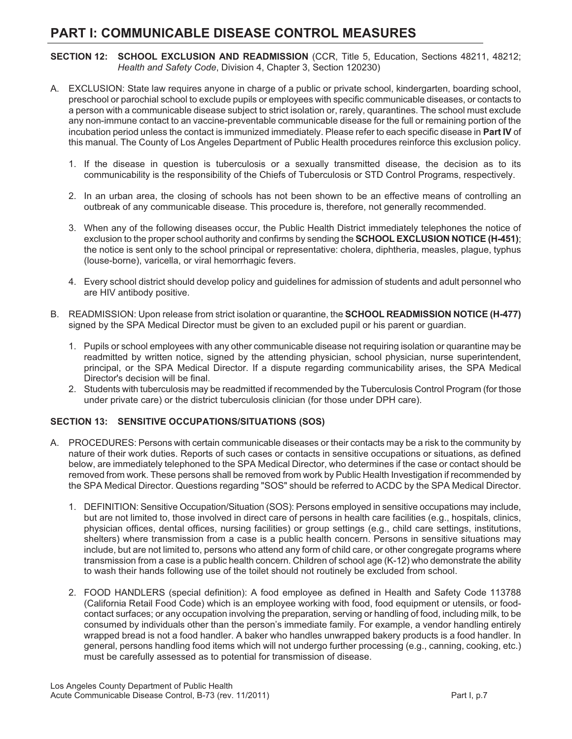# PART I: COMMUNICABLE DISEASE CONTROL MEASURES

**SECTION 12: SCHOOL EXCLUSION AND READMISSION** (CCR, Title 5, Education, Sections 48211, 48212; *Health and Safety Code*, Division 4, Chapter 3, Section 120230)

A. EXCLUSION: State law requires anyone in charge of a public or private school, kindergarten, boarding school, preschool or parochial school to exclude pupils or employees with specific communicable diseases, or contacts to a person with a communicable disease subject to strict isolation or, rarely, quarantines. The school must exclude any non-immune contact to an vaccine-preventable communicable disease for the full or remaining portion of the incubation period unless the contact is immunized immediately. Please refer to each specific disease in **Part IV** of this manual. The County of Los Angeles Department of Public Health procedures reinforce this exclusion policy.

   1. If the disease in question is tuberculosis or a sexually transmitted disease, the decision as to its communicability is the responsibility of the Chiefs of Tuberculosis or STD Control Programs, respectively.

   2. In an urban area, the closing of schools has not been shown to be an effective means of controlling an outbreak of any communicable disease. This procedure is, therefore, not generally recommended.

   3. When any of the following diseases occur, the Public Health District immediately telephones the notice of exclusion to the proper school authority and confirms by sending the **SCHOOL EXCLUSION NOTICE (H-451)**; the notice is sent only to the school principal or representative: cholera, diphtheria, measles, plague, typhus (louse-borne), varicella, or viral hemorrhagic fevers.

   4. Every school district should develop policy and guidelines for admission of students and adult personnel who are HIV antibody positive.

B. READMISSION: Upon release from strict isolation or quarantine, the **SCHOOL READMISSION NOTICE (H-477)** signed by the SPA Medical Director must be given to an excluded pupil or his parent or guardian.

   1. Pupils or school employees with any other communicable disease not requiring isolation or quarantine may be readmitted by written notice, signed by the attending physician, school physician, nurse superintendent, principal, or the SPA Medical Director. If a dispute regarding communicability arises, the SPA Medical Director's decision will be final.
   2. Students with tuberculosis may be readmitted if recommended by the Tuberculosis Control Program (for those under private care) or the district tuberculosis clinician (for those under DPH care).

**SECTION 13: SENSITIVE OCCUPATIONS/SITUATIONS (SOS)**

A. PROCEDURES: Persons with certain communicable diseases or their contacts may be a risk to the community by nature of their work duties. Reports of such cases or contacts in sensitive occupations or situations, as defined below, are immediately telephoned to the SPA Medical Director, who determines if the case or contact should be removed from work. These persons shall be removed from work by Public Health Investigation if recommended by the SPA Medical Director. Questions regarding "SOS" should be referred to ACDC by the SPA Medical Director.

   1. DEFINITION: Sensitive Occupation/Situation (SOS): Persons employed in sensitive occupations may include, but are not limited to, those involved in direct care of persons in health care facilities (e.g., hospitals, clinics, physician offices, dental offices, nursing facilities) or group settings (e.g., child care settings, institutions, shelters) where transmission from a case is a public health concern. Persons in sensitive situations may include, but are not limited to, persons who attend any form of child care, or other congregate programs where transmission from a case is a public health concern. Children of school age (K-12) who demonstrate the ability to wash their hands following use of the toilet should not routinely be excluded from school.

   2. FOOD HANDLERS (special definition): A food employee as defined in Health and Safety Code 113788 (California Retail Food Code) which is an employee working with food, food equipment or utensils, or food-contact surfaces; or any occupation involving the preparation, serving or handling of food, including milk, to be consumed by individuals other than the person's immediate family. For example, a vendor handling entirely wrapped bread is not a food handler. A baker who handles unwrapped bakery products is a food handler. In general, persons handling food items which will not undergo further processing (e.g., canning, cooking, etc.) must be carefully assessed as to potential for transmission of disease.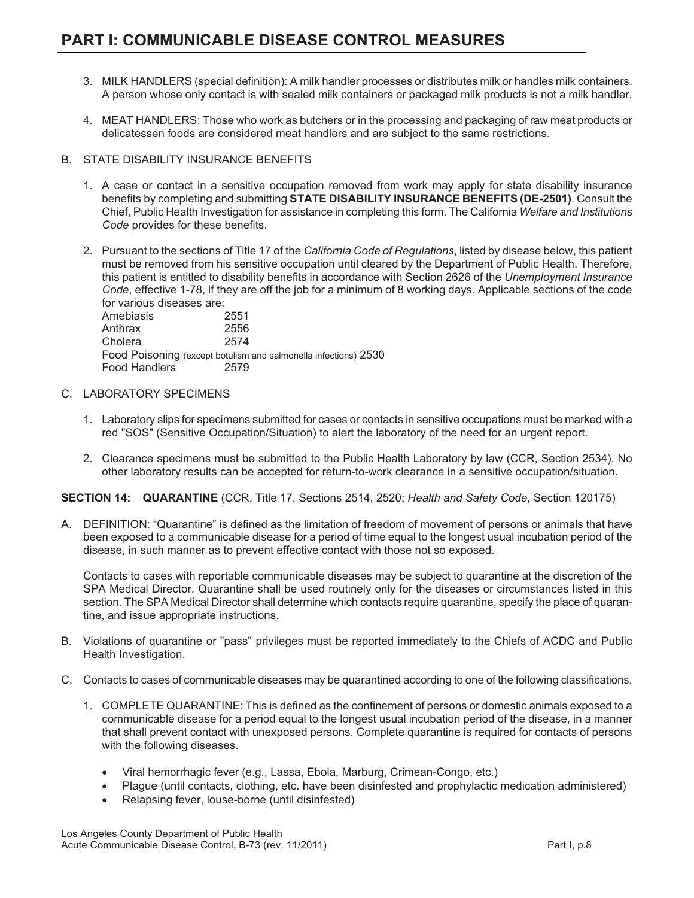# PART I: COMMUNICABLE DISEASE CONTROL MEASURES

3. MILK HANDLERS (special definition): A milk handler processes or distributes milk or handles milk containers. A person whose only contact is with sealed milk containers or packaged milk products is not a milk handler.

4. MEAT HANDLERS: Those who work as butchers or in the processing and packaging of raw meat products or delicatessen foods are considered meat handlers and are subject to the same restrictions.

B. STATE DISABILITY INSURANCE BENEFITS

1. A case or contact in a sensitive occupation removed from work may apply for state disability insurance benefits by completing and submitting **STATE DISABILITY INSURANCE BENEFITS (DE-2501)**. Consult the Chief, Public Health Investigation for assistance in completing this form. The California *Welfare and Institutions Code* provides for these benefits.

2. Pursuant to the sections of Title 17 of the *California Code of Regulations*, listed by disease below, this patient must be removed from his sensitive occupation until cleared by the Department of Public Health. Therefore, this patient is entitled to disability benefits in accordance with Section 2626 of the *Unemployment Insurance Code*, effective 1-78, if they are off the job for a minimum of 8 working days. Applicable sections of the code for various diseases are:

| | |
|---|---|
| Amebiasis | 2551 |
| Anthrax | 2556 |
| Cholera | 2574 |
| Food Poisoning (except botulism and salmonella infections) | 2530 |
| Food Handlers | 2579 |

C. LABORATORY SPECIMENS

1. Laboratory slips for specimens submitted for cases or contacts in sensitive occupations must be marked with a red "SOS" (Sensitive Occupation/Situation) to alert the laboratory of the need for an urgent report.

2. Clearance specimens must be submitted to the Public Health Laboratory by law (CCR, Section 2534). No other laboratory results can be accepted for return-to-work clearance in a sensitive occupation/situation.

**SECTION 14: QUARANTINE** (CCR, Title 17, Sections 2514, 2520; *Health and Safety Code*, Section 120175)

A. DEFINITION: "Quarantine" is defined as the limitation of freedom of movement of persons or animals that have been exposed to a communicable disease for a period of time equal to the longest usual incubation period of the disease, in such manner as to prevent effective contact with those not so exposed.

   Contacts to cases with reportable communicable diseases may be subject to quarantine at the discretion of the SPA Medical Director. Quarantine shall be used routinely only for the diseases or circumstances listed in this section. The SPA Medical Director shall determine which contacts require quarantine, specify the place of quarantine, and issue appropriate instructions.

B. Violations of quarantine or "pass" privileges must be reported immediately to the Chiefs of ACDC and Public Health Investigation.

C. Contacts to cases of communicable diseases may be quarantined according to one of the following classifications.

1. COMPLETE QUARANTINE: This is defined as the confinement of persons or domestic animals exposed to a communicable disease for a period equal to the longest usual incubation period of the disease, in a manner that shall prevent contact with unexposed persons. Complete quarantine is required for contacts of persons with the following diseases.

   - Viral hemorrhagic fever (e.g., Lassa, Ebola, Marburg, Crimean-Congo, etc.)
   - Plague (until contacts, clothing, etc. have been disinfested and prophylactic medication administered)
   - Relapsing fever, louse-borne (until disinfested)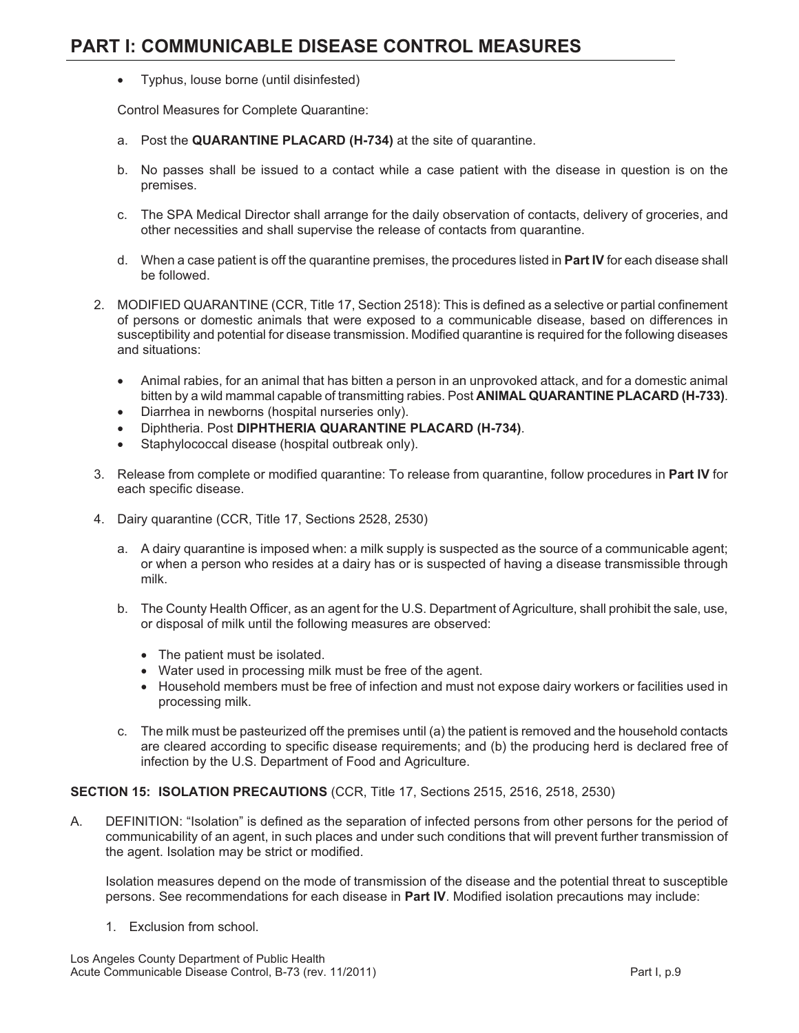- Typhus, louse borne (until disinfested)

Control Measures for Complete Quarantine:

a. Post the **QUARANTINE PLACARD (H-734)** at the site of quarantine.

b. No passes shall be issued to a contact while a case patient with the disease in question is on the premises.

c. The SPA Medical Director shall arrange for the daily observation of contacts, delivery of groceries, and other necessities and shall supervise the release of contacts from quarantine.

d. When a case patient is off the quarantine premises, the procedures listed in **Part IV** for each disease shall be followed.

2. MODIFIED QUARANTINE (CCR, Title 17, Section 2518): This is defined as a selective or partial confinement of persons or domestic animals that were exposed to a communicable disease, based on differences in susceptibility and potential for disease transmission. Modified quarantine is required for the following diseases and situations:

   - Animal rabies, for an animal that has bitten a person in an unprovoked attack, and for a domestic animal bitten by a wild mammal capable of transmitting rabies. Post **ANIMAL QUARANTINE PLACARD (H-733)**.
   - Diarrhea in newborns (hospital nurseries only).
   - Diphtheria. Post **DIPHTHERIA QUARANTINE PLACARD (H-734)**.
   - Staphylococcal disease (hospital outbreak only).

3. Release from complete or modified quarantine: To release from quarantine, follow procedures in **Part IV** for each specific disease.

4. Dairy quarantine (CCR, Title 17, Sections 2528, 2530)

   a. A dairy quarantine is imposed when: a milk supply is suspected as the source of a communicable agent; or when a person who resides at a dairy has or is suspected of having a disease transmissible through milk.

   b. The County Health Officer, as an agent for the U.S. Department of Agriculture, shall prohibit the sale, use, or disposal of milk until the following measures are observed:

      - The patient must be isolated.
      - Water used in processing milk must be free of the agent.
      - Household members must be free of infection and must not expose dairy workers or facilities used in processing milk.

   c. The milk must be pasteurized off the premises until (a) the patient is removed and the household contacts are cleared according to specific disease requirements; and (b) the producing herd is declared free of infection by the U.S. Department of Food and Agriculture.

**SECTION 15: ISOLATION PRECAUTIONS** (CCR, Title 17, Sections 2515, 2516, 2518, 2530)

A. DEFINITION: "Isolation" is defined as the separation of infected persons from other persons for the period of communicability of an agent, in such places and under such conditions that will prevent further transmission of the agent. Isolation may be strict or modified.

Isolation measures depend on the mode of transmission of the disease and the potential threat to susceptible persons. See recommendations for each disease in **Part IV**. Modified isolation precautions may include:

1. Exclusion from school.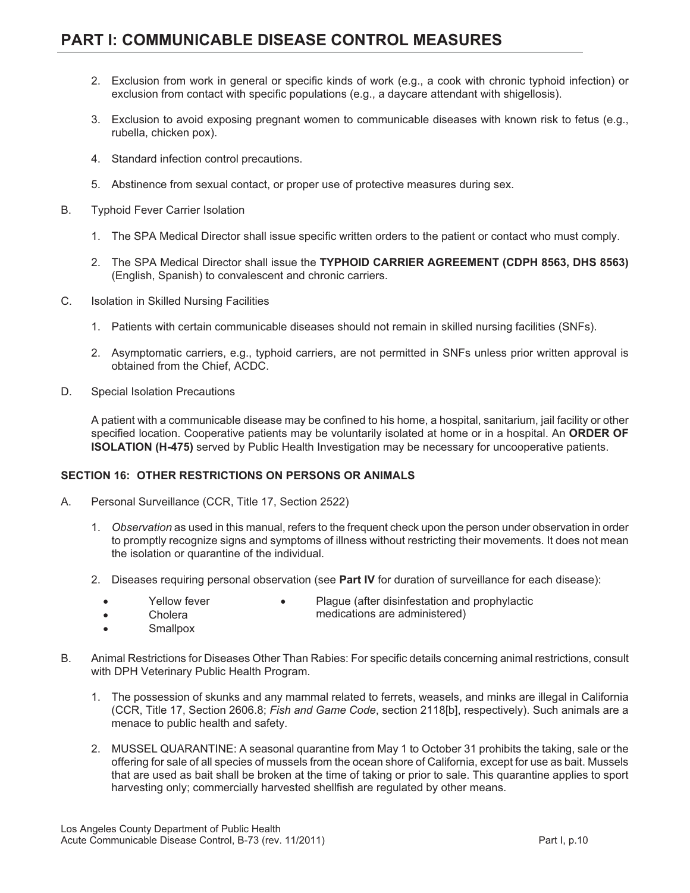# PART I: COMMUNICABLE DISEASE CONTROL MEASURES

2. Exclusion from work in general or specific kinds of work (e.g., a cook with chronic typhoid infection) or exclusion from contact with specific populations (e.g., a daycare attendant with shigellosis).

3. Exclusion to avoid exposing pregnant women to communicable diseases with known risk to fetus (e.g., rubella, chicken pox).

4. Standard infection control precautions.

5. Abstinence from sexual contact, or proper use of protective measures during sex.

B. Typhoid Fever Carrier Isolation

1. The SPA Medical Director shall issue specific written orders to the patient or contact who must comply.

2. The SPA Medical Director shall issue the **TYPHOID CARRIER AGREEMENT (CDPH 8563, DHS 8563)** (English, Spanish) to convalescent and chronic carriers.

C. Isolation in Skilled Nursing Facilities

1. Patients with certain communicable diseases should not remain in skilled nursing facilities (SNFs).

2. Asymptomatic carriers, e.g., typhoid carriers, are not permitted in SNFs unless prior written approval is obtained from the Chief, ACDC.

D. Special Isolation Precautions

A patient with a communicable disease may be confined to his home, a hospital, sanitarium, jail facility or other specified location. Cooperative patients may be voluntarily isolated at home or in a hospital. An **ORDER OF ISOLATION (H-475)** served by Public Health Investigation may be necessary for uncooperative patients.

### SECTION 16: OTHER RESTRICTIONS ON PERSONS OR ANIMALS

A. Personal Surveillance (CCR, Title 17, Section 2522)

1. *Observation* as used in this manual, refers to the frequent check upon the person under observation in order to promptly recognize signs and symptoms of illness without restricting their movements. It does not mean the isolation or quarantine of the individual.

2. Diseases requiring personal observation (see **Part IV** for duration of surveillance for each disease):

- Yellow fever
- Cholera
- Smallpox
- Plague (after disinfestation and prophylactic medications are administered)

B. Animal Restrictions for Diseases Other Than Rabies: For specific details concerning animal restrictions, consult with DPH Veterinary Public Health Program.

1. The possession of skunks and any mammal related to ferrets, weasels, and minks are illegal in California (CCR, Title 17, Section 2606.8; *Fish and Game Code*, section 2118[b], respectively). Such animals are a menace to public health and safety.

2. MUSSEL QUARANTINE: A seasonal quarantine from May 1 to October 31 prohibits the taking, sale or the offering for sale of all species of mussels from the ocean shore of California, except for use as bait. Mussels that are used as bait shall be broken at the time of taking or prior to sale. This quarantine applies to sport harvesting only; commercially harvested shellfish are regulated by other means.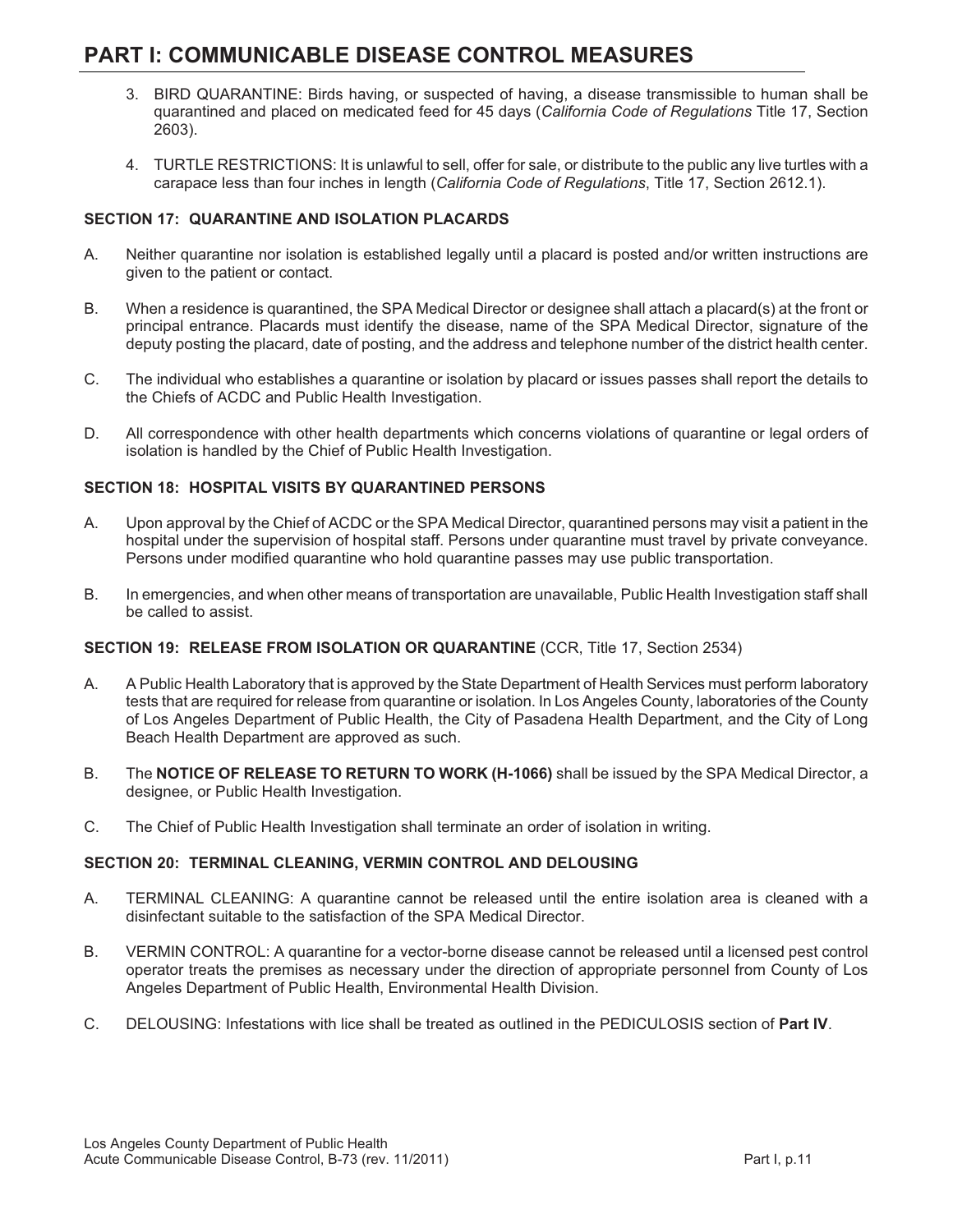# PART I: COMMUNICABLE DISEASE CONTROL MEASURES

3. BIRD QUARANTINE: Birds having, or suspected of having, a disease transmissible to human shall be quarantined and placed on medicated feed for 45 days (*California Code of Regulations* Title 17, Section 2603).

4. TURTLE RESTRICTIONS: It is unlawful to sell, offer for sale, or distribute to the public any live turtles with a carapace less than four inches in length (*California Code of Regulations*, Title 17, Section 2612.1).

### SECTION 17: QUARANTINE AND ISOLATION PLACARDS

A. Neither quarantine nor isolation is established legally until a placard is posted and/or written instructions are given to the patient or contact.

B. When a residence is quarantined, the SPA Medical Director or designee shall attach a placard(s) at the front or principal entrance. Placards must identify the disease, name of the SPA Medical Director, signature of the deputy posting the placard, date of posting, and the address and telephone number of the district health center.

C. The individual who establishes a quarantine or isolation by placard or issues passes shall report the details to the Chiefs of ACDC and Public Health Investigation.

D. All correspondence with other health departments which concerns violations of quarantine or legal orders of isolation is handled by the Chief of Public Health Investigation.

### SECTION 18: HOSPITAL VISITS BY QUARANTINED PERSONS

A. Upon approval by the Chief of ACDC or the SPA Medical Director, quarantined persons may visit a patient in the hospital under the supervision of hospital staff. Persons under quarantine must travel by private conveyance. Persons under modified quarantine who hold quarantine passes may use public transportation.

B. In emergencies, and when other means of transportation are unavailable, Public Health Investigation staff shall be called to assist.

### SECTION 19: RELEASE FROM ISOLATION OR QUARANTINE (CCR, Title 17, Section 2534)

A. A Public Health Laboratory that is approved by the State Department of Health Services must perform laboratory tests that are required for release from quarantine or isolation. In Los Angeles County, laboratories of the County of Los Angeles Department of Public Health, the City of Pasadena Health Department, and the City of Long Beach Health Department are approved as such.

B. The **NOTICE OF RELEASE TO RETURN TO WORK (H-1066)** shall be issued by the SPA Medical Director, a designee, or Public Health Investigation.

C. The Chief of Public Health Investigation shall terminate an order of isolation in writing.

### SECTION 20: TERMINAL CLEANING, VERMIN CONTROL AND DELOUSING

A. TERMINAL CLEANING: A quarantine cannot be released until the entire isolation area is cleaned with a disinfectant suitable to the satisfaction of the SPA Medical Director.

B. VERMIN CONTROL: A quarantine for a vector-borne disease cannot be released until a licensed pest control operator treats the premises as necessary under the direction of appropriate personnel from County of Los Angeles Department of Public Health, Environmental Health Division.

C. DELOUSING: Infestations with lice shall be treated as outlined in the PEDICULOSIS section of **Part IV**.